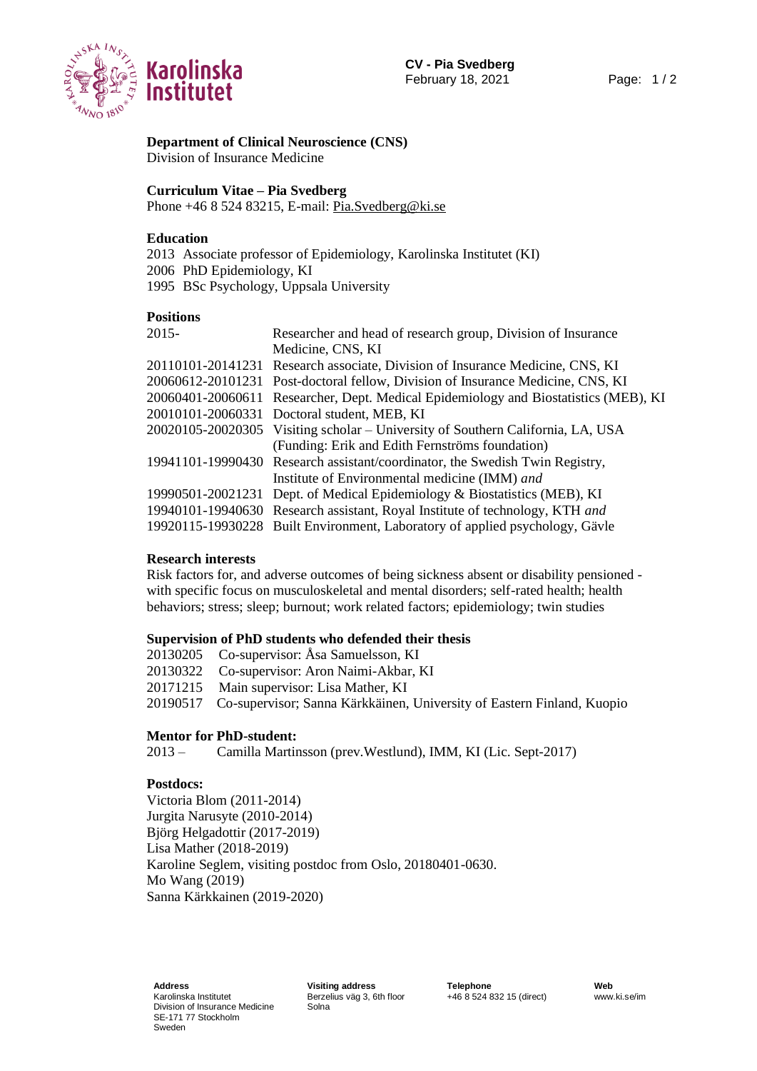**Department of Clinical Neuroscience (CNS)**
Division of Insurance Medicine

**Curriculum Vitae – Pia Svedberg**
Phone +46 8 524 83215, E-mail: Pia.Svedberg@ki.se

**Education**

2013 Associate professor of Epidemiology, Karolinska Institutet (KI)
2006 PhD Epidemiology, KI
1995 BSc Psychology, Uppsala University

**Positions**

| | |
|---|---|
| 2015- | Researcher and head of research group, Division of Insurance Medicine, CNS, KI |
| 20110101-20141231 | Research associate, Division of Insurance Medicine, CNS, KI |
| 20060612-20101231 | Post-doctoral fellow, Division of Insurance Medicine, CNS, KI |
| 20060401-20060611 | Researcher, Dept. Medical Epidemiology and Biostatistics (MEB), KI |
| 20010101-20060331 | Doctoral student, MEB, KI |
| 20020105-20020305 | Visiting scholar – University of Southern California, LA, USA (Funding: Erik and Edith Fernströms foundation) |
| 19941101-19990430 | Research assistant/coordinator, the Swedish Twin Registry, Institute of Environmental medicine (IMM) *and* |
| 19990501-20021231 | Dept. of Medical Epidemiology & Biostatistics (MEB), KI |
| 19940101-19940630 | Research assistant, Royal Institute of technology, KTH *and* |
| 19920115-19930228 | Built Environment, Laboratory of applied psychology, Gävle |

**Research interests**

Risk factors for, and adverse outcomes of being sickness absent or disability pensioned - with specific focus on musculoskeletal and mental disorders; self-rated health; health behaviors; stress; sleep; burnout; work related factors; epidemiology; twin studies

**Supervision of PhD students who defended their thesis**

20130205 Co-supervisor: Åsa Samuelsson, KI
20130322 Co-supervisor: Aron Naimi-Akbar, KI
20171215 Main supervisor: Lisa Mather, KI
20190517 Co-supervisor; Sanna Kärkkäinen, University of Eastern Finland, Kuopio

**Mentor for PhD-student:**

2013 – Camilla Martinsson (prev.Westlund), IMM, KI (Lic. Sept-2017)

**Postdocs:**

Victoria Blom (2011-2014)
Jurgita Narusyte (2010-2014)
Björg Helgadottir (2017-2019)
Lisa Mather (2018-2019)
Karoline Seglem, visiting postdoc from Oslo, 20180401-0630.
Mo Wang (2019)
Sanna Kärkkainen (2019-2020)

**Address**
Karolinska Institutet
Division of Insurance Medicine
SE-171 77 Stockholm
Sweden

**Visiting address**
Berzelius väg 3, 6th floor
Solna

**Telephone**
+46 8 524 832 15 (direct)

**Web**
www.ki.se/im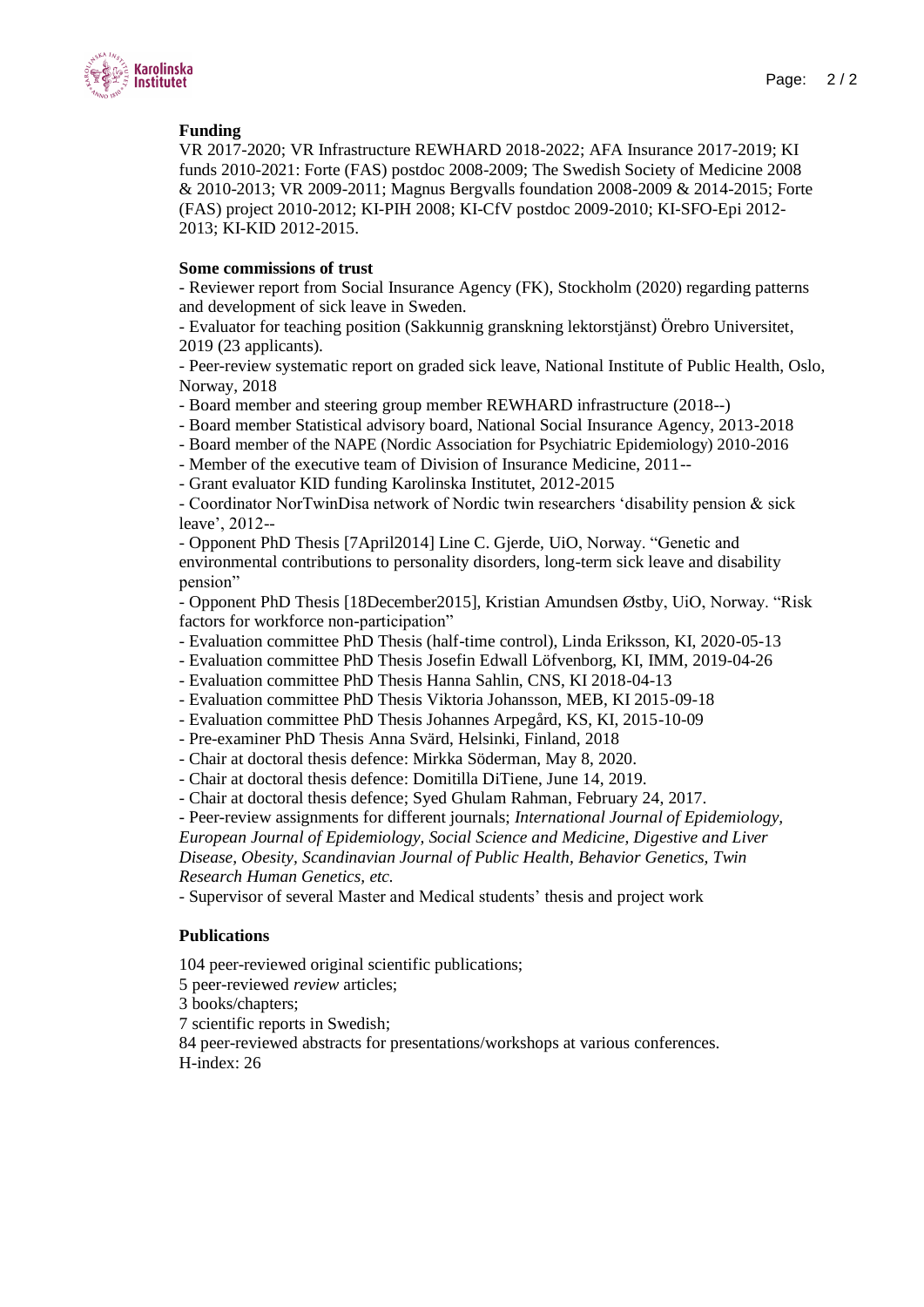**Funding**

VR 2017-2020; VR Infrastructure REWHARD 2018-2022; AFA Insurance 2017-2019; KI funds 2010-2021: Forte (FAS) postdoc 2008-2009; The Swedish Society of Medicine 2008 & 2010-2013; VR 2009-2011; Magnus Bergvalls foundation 2008-2009 & 2014-2015; Forte (FAS) project 2010-2012; KI-PIH 2008; KI-CfV postdoc 2009-2010; KI-SFO-Epi 2012-2013; KI-KID 2012-2015.

**Some commissions of trust**

- Reviewer report from Social Insurance Agency (FK), Stockholm (2020) regarding patterns and development of sick leave in Sweden.
- Evaluator for teaching position (Sakkunnig granskning lektorstjänst) Örebro Universitet, 2019 (23 applicants).
- Peer-review systematic report on graded sick leave, National Institute of Public Health, Oslo, Norway, 2018
- Board member and steering group member REWHARD infrastructure (2018--)
- Board member Statistical advisory board, National Social Insurance Agency, 2013-2018
- Board member of the NAPE (Nordic Association for Psychiatric Epidemiology) 2010-2016
- Member of the executive team of Division of Insurance Medicine, 2011--
- Grant evaluator KID funding Karolinska Institutet, 2012-2015
- Coordinator NorTwinDisa network of Nordic twin researchers 'disability pension & sick leave', 2012--
- Opponent PhD Thesis [7April2014] Line C. Gjerde, UiO, Norway. "Genetic and environmental contributions to personality disorders, long-term sick leave and disability pension"
- Opponent PhD Thesis [18December2015], Kristian Amundsen Østby, UiO, Norway. "Risk factors for workforce non-participation"
- Evaluation committee PhD Thesis (half-time control), Linda Eriksson, KI, 2020-05-13
- Evaluation committee PhD Thesis Josefin Edwall Löfvenborg, KI, IMM, 2019-04-26
- Evaluation committee PhD Thesis Hanna Sahlin, CNS, KI 2018-04-13
- Evaluation committee PhD Thesis Viktoria Johansson, MEB, KI 2015-09-18
- Evaluation committee PhD Thesis Johannes Arpegård, KS, KI, 2015-10-09
- Pre-examiner PhD Thesis Anna Svärd, Helsinki, Finland, 2018
- Chair at doctoral thesis defence: Mirkka Söderman, May 8, 2020.
- Chair at doctoral thesis defence: Domitilla DiTiene, June 14, 2019.
- Chair at doctoral thesis defence; Syed Ghulam Rahman, February 24, 2017.
- Peer-review assignments for different journals; *International Journal of Epidemiology, European Journal of Epidemiology, Social Science and Medicine, Digestive and Liver Disease, Obesity, Scandinavian Journal of Public Health, Behavior Genetics, Twin Research Human Genetics, etc.*
- Supervisor of several Master and Medical students' thesis and project work

**Publications**

104 peer-reviewed original scientific publications;
5 peer-reviewed *review* articles;
3 books/chapters;
7 scientific reports in Swedish;
84 peer-reviewed abstracts for presentations/workshops at various conferences.
H-index: 26